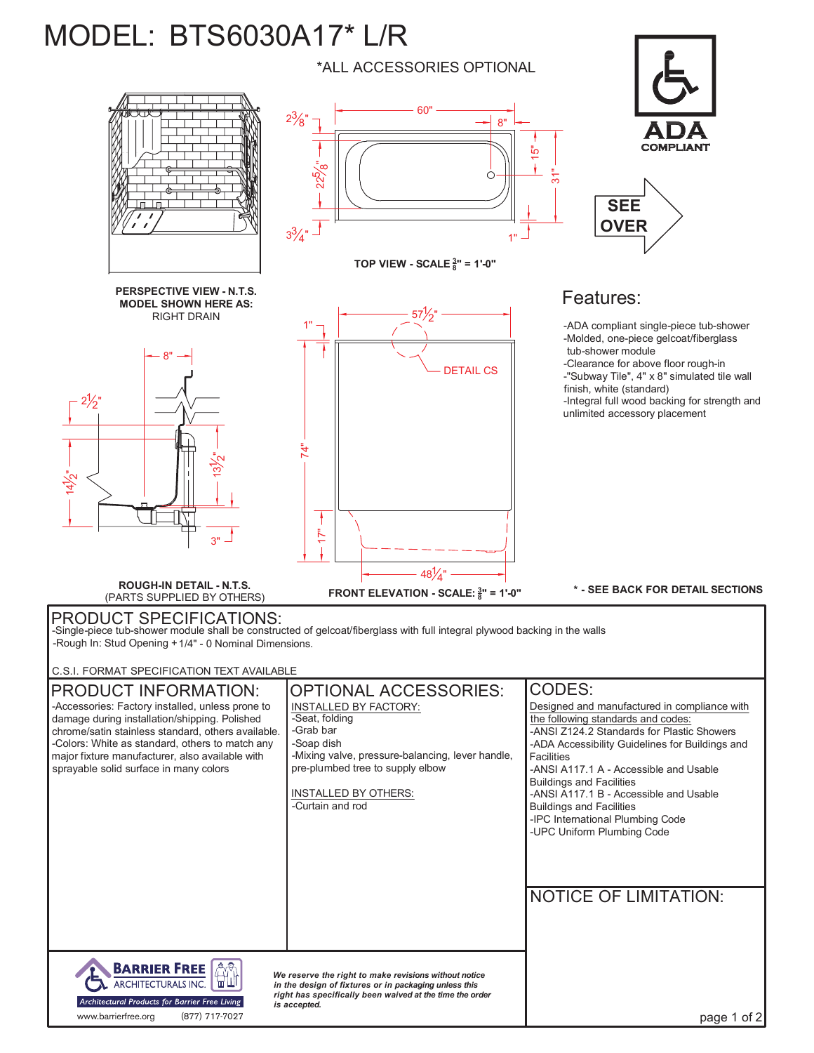# MODEL: BTS6030A17* L/R

*ALL ACCESSORIES OPTIONAL

ADA COMPLIANT

SEE OVER

PERSPECTIVE VIEW - N.T.S.
MODEL SHOWN HERE AS:
RIGHT DRAIN

TOP VIEW - SCALE 3/8" = 1'-0"

60" · 8" · 15" · 31" · 2 3/8" · 22 5/8" · 3 3/4" · 1"

ROUGH-IN DETAIL - N.T.S.
(PARTS SUPPLIED BY OTHERS)

8" · 2 1/2" · 14 1/2" · 13 1/2" · 3"

FRONT ELEVATION - SCALE: 3/8" = 1'-0"

57 1/2" · 1" · 74" · 17" · 48 1/4" · DETAIL CS

## Features:

- -ADA compliant single-piece tub-shower
- -Molded, one-piece gelcoat/fiberglass tub-shower module
- -Clearance for above floor rough-in
- -"Subway Tile", 4" x 8" simulated tile wall finish, white (standard)
- -Integral full wood backing for strength and unlimited accessory placement

**\* - SEE BACK FOR DETAIL SECTIONS**

## PRODUCT SPECIFICATIONS:

-Single-piece tub-shower module shall be constructed of gelcoat/fiberglass with full integral plywood backing in the walls
-Rough In: Stud Opening + 1/4" - 0 Nominal Dimensions.

C.S.I. FORMAT SPECIFICATION TEXT AVAILABLE

## PRODUCT INFORMATION:

-Accessories: Factory installed, unless prone to damage during installation/shipping. Polished chrome/satin stainless standard, others available.
-Colors: White as standard, others to match any major fixture manufacturer, also available with sprayable solid surface in many colors

## OPTIONAL ACCESSORIES:

INSTALLED BY FACTORY:
- -Seat, folding
- -Grab bar
- -Soap dish
- -Mixing valve, pressure-balancing, lever handle, pre-plumbed tree to supply elbow

INSTALLED BY OTHERS:
- -Curtain and rod

## CODES:

Designed and manufactured in compliance with the following standards and codes:
- -ANSI Z124.2 Standards for Plastic Showers
- -ADA Accessibility Guidelines for Buildings and Facilities
- -ANSI A117.1 A - Accessible and Usable Buildings and Facilities
- -ANSI A117.1 B - Accessible and Usable Buildings and Facilities
- -IPC International Plumbing Code
- -UPC Uniform Plumbing Code

## NOTICE OF LIMITATION:

BARRIER FREE ARCHITECTURALS INC.
Architectural Products for Barrier Free Living
www.barrierfree.org (877) 717-7027

***We reserve the right to make revisions without notice in the design of fixtures or in packaging unless this right has specifically been waived at the time the order is accepted.***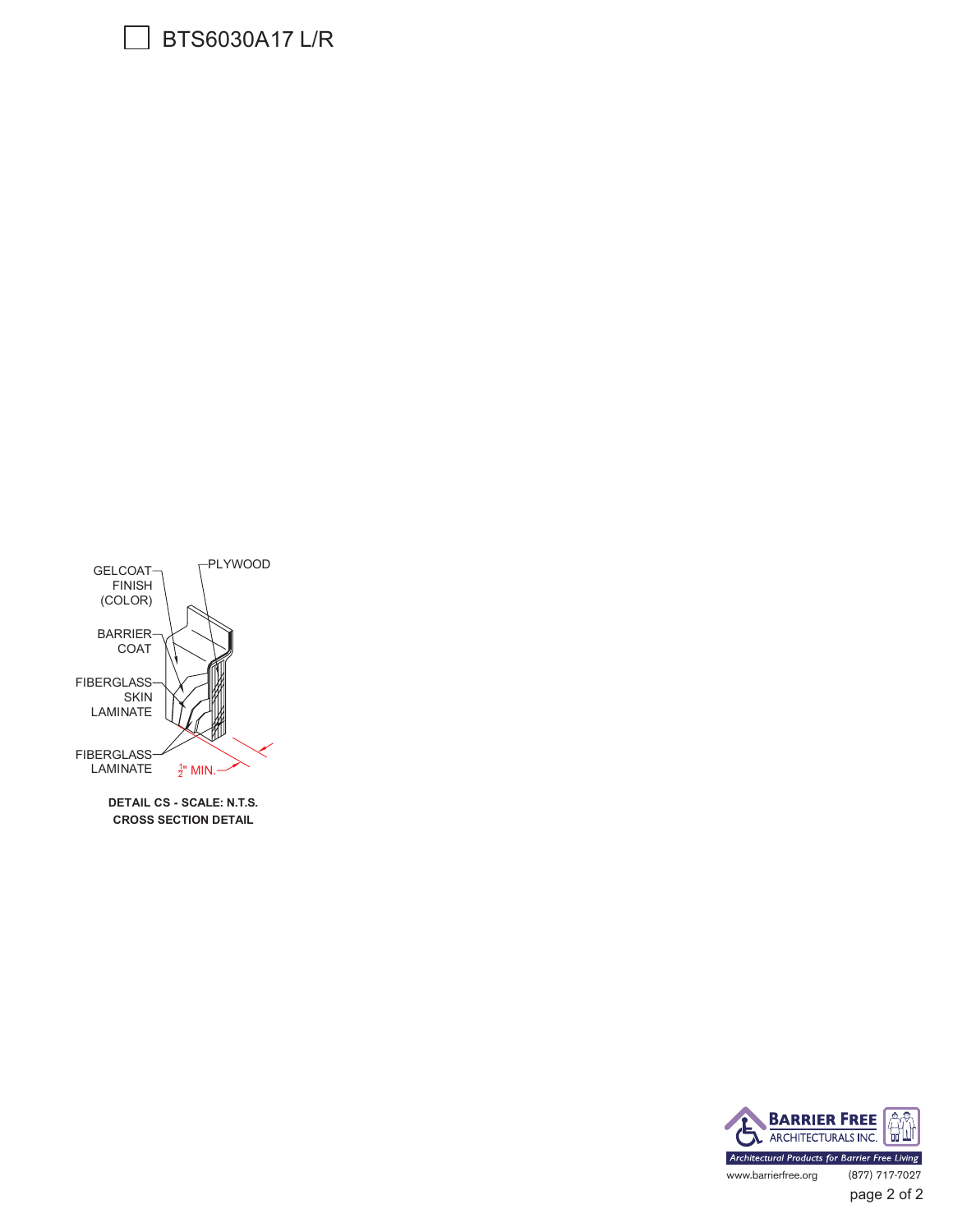☐ BTS6030A17 L/R

GELCOAT FINISH (COLOR)

PLYWOOD

BARRIER COAT

FIBERGLASS SKIN LAMINATE

FIBERGLASS LAMINATE

$\frac{1}{2}$" MIN.

**DETAIL CS - SCALE: N.T.S.**
**CROSS SECTION DETAIL**

BARRIER FREE ARCHITECTURALS INC.
*Architectural Products for Barrier Free Living*
www.barrierfree.org (877) 717-7027